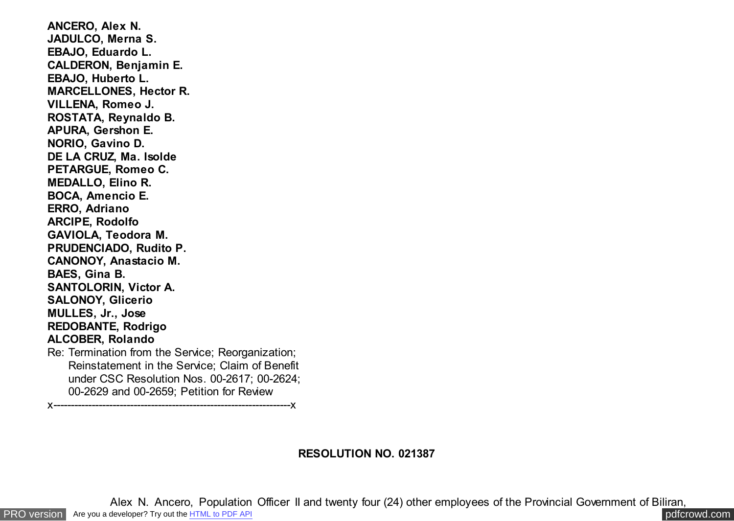**ANCERO, Alex N.**
**JADULCO, Merna S.**
**EBAJO, Eduardo L.**
**CALDERON, Benjamin E.**
**EBAJO, Huberto L.**
**MARCELLONES, Hector R.**
**VILLENA, Romeo J.**
**ROSTATA, Reynaldo B.**
**APURA, Gershon E.**
**NORIO, Gavino D.**
**DE LA CRUZ, Ma. Isolde**
**PETARGUE, Romeo C.**
**MEDALLO, Elino R.**
**BOCA, Amencio E.**
**ERRO, Adriano**
**ARCIPE, Rodolfo**
**GAVIOLA, Teodora M.**
**PRUDENCIADO, Rudito P.**
**CANONOY, Anastacio M.**
**BAES, Gina B.**
**SANTOLORIN, Victor A.**
**SALONOY, Glicerio**
**MULLES, Jr., Jose**
**REDOBANTE, Rodrigo**
**ALCOBER, Rolando**

Re: Termination from the Service; Reorganization; Reinstatement in the Service; Claim of Benefit under CSC Resolution Nos. 00-2617; 00-2624; 00-2629 and 00-2659; Petition for Review

x-------------------------------------------------------------------x

**RESOLUTION NO. 021387**

Alex N. Ancero, Population Officer II and twenty four (24) other employees of the Provincial Government of Biliran,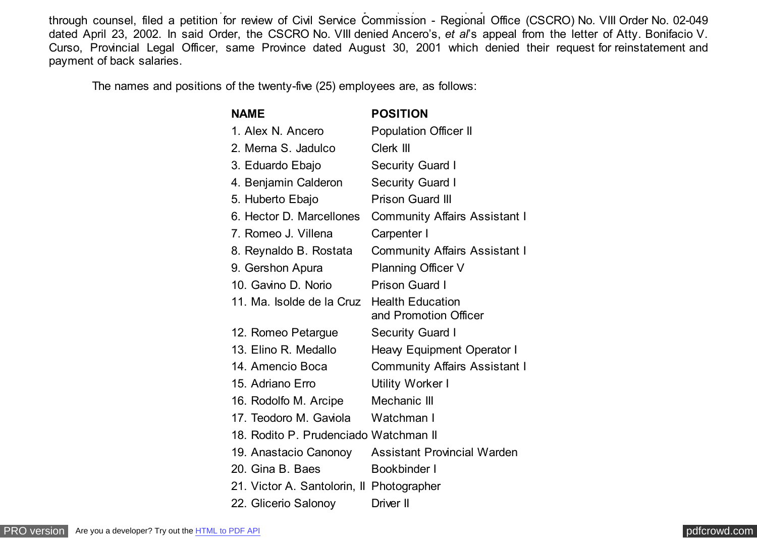through counsel, filed a petition for review of Civil Service Commission - Regional Office (CSCRO) No. VIII Order No. 02-049 dated April 23, 2002. In said Order, the CSCRO No. VIII denied Ancero's, *et al*'s appeal from the letter of Atty. Bonifacio V. Curso, Provincial Legal Officer, same Province dated August 30, 2001 which denied their request for reinstatement and payment of back salaries.

The names and positions of the twenty-five (25) employees are, as follows:

| NAME | POSITION |
|---|---|
| 1. Alex N. Ancero | Population Officer II |
| 2. Merna S. Jadulco | Clerk III |
| 3. Eduardo Ebajo | Security Guard I |
| 4. Benjamin Calderon | Security Guard I |
| 5. Huberto Ebajo | Prison Guard III |
| 6. Hector D. Marcellones | Community Affairs Assistant I |
| 7. Romeo J. Villena | Carpenter I |
| 8. Reynaldo B. Rostata | Community Affairs Assistant I |
| 9. Gershon Apura | Planning Officer V |
| 10. Gavino D. Norio | Prison Guard I |
| 11. Ma. Isolde de la Cruz | Health Education and Promotion Officer |
| 12. Romeo Petargue | Security Guard I |
| 13. Elino R. Medallo | Heavy Equipment Operator I |
| 14. Amencio Boca | Community Affairs Assistant I |
| 15. Adriano Erro | Utility Worker I |
| 16. Rodolfo M. Arcipe | Mechanic III |
| 17. Teodoro M. Gaviola | Watchman I |
| 18. Rodito P. Prudenciado | Watchman II |
| 19. Anastacio Canonoy | Assistant Provincial Warden |
| 20. Gina B. Baes | Bookbinder I |
| 21. Victor A. Santolorin, II | Photographer |
| 22. Glicerio Salonoy | Driver II |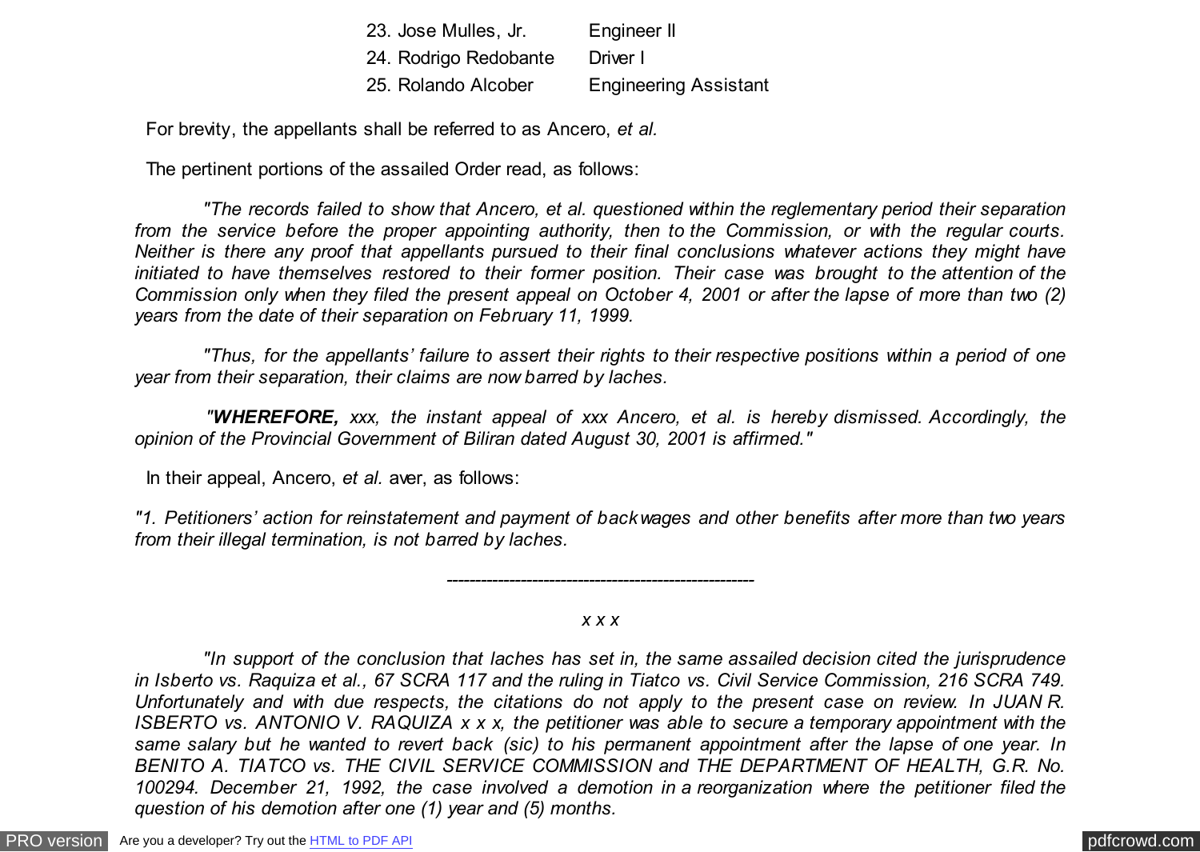23. Jose Mulles, Jr. Engineer II
24. Rodrigo Redobante Driver I
25. Rolando Alcober Engineering Assistant

For brevity, the appellants shall be referred to as Ancero, *et al.*

The pertinent portions of the assailed Order read, as follows:

> *"The records failed to show that Ancero, et al. questioned within the reglementary period their separation from the service before the proper appointing authority, then to the Commission, or with the regular courts. Neither is there any proof that appellants pursued to their final conclusions whatever actions they might have initiated to have themselves restored to their former position. Their case was brought to the attention of the Commission only when they filed the present appeal on October 4, 2001 or after the lapse of more than two (2) years from the date of their separation on February 11, 1999.*
>
> *"Thus, for the appellants' failure to assert their rights to their respective positions within a period of one year from their separation, their claims are now barred by laches.*
>
> *"**WHEREFORE,** xxx, the instant appeal of xxx Ancero, et al. is hereby dismissed. Accordingly, the opinion of the Provincial Government of Biliran dated August 30, 2001 is affirmed."*

In their appeal, Ancero, *et al.* aver, as follows:

*"1. Petitioners' action for reinstatement and payment of backwages and other benefits after more than two years from their illegal termination, is not barred by laches.*

---

*x x x*

> *"In support of the conclusion that laches has set in, the same assailed decision cited the jurisprudence in Isberto vs. Raquiza et al., 67 SCRA 117 and the ruling in Tiatco vs. Civil Service Commission, 216 SCRA 749. Unfortunately and with due respects, the citations do not apply to the present case on review. In JUAN R. ISBERTO vs. ANTONIO V. RAQUIZA x x x, the petitioner was able to secure a temporary appointment with the same salary but he wanted to revert back (sic) to his permanent appointment after the lapse of one year. In BENITO A. TIATCO vs. THE CIVIL SERVICE COMMISSION and THE DEPARTMENT OF HEALTH, G.R. No. 100294. December 21, 1992, the case involved a demotion in a reorganization where the petitioner filed the question of his demotion after one (1) year and (5) months.*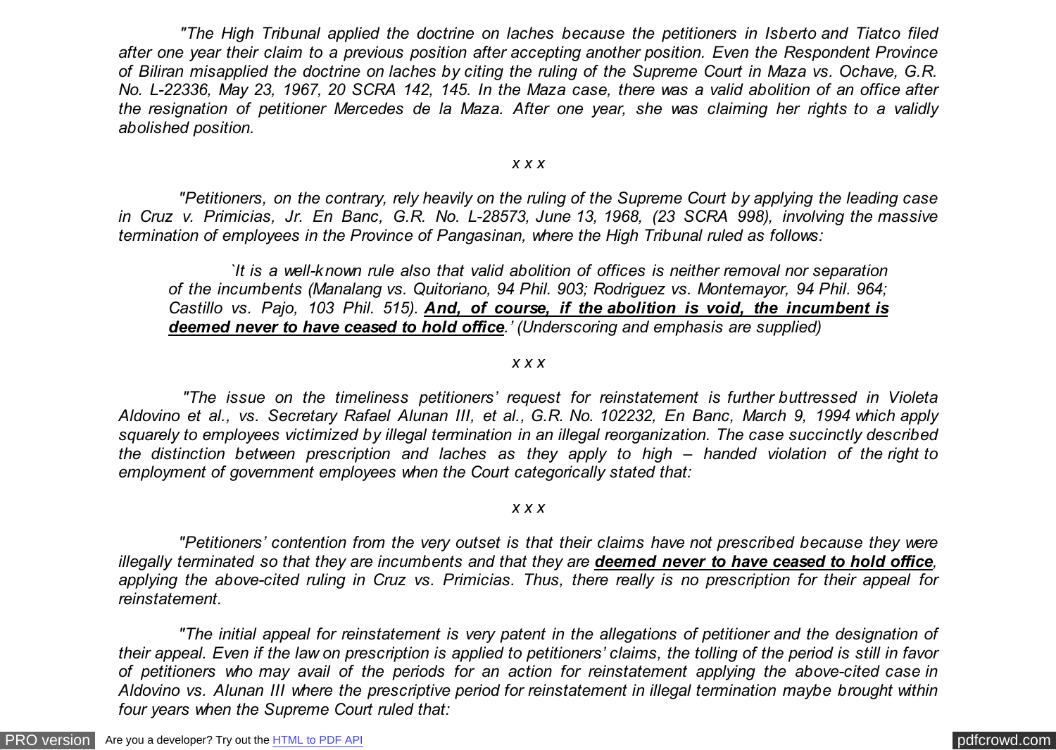*"The High Tribunal applied the doctrine on laches because the petitioners in Isberto and Tiatco filed after one year their claim to a previous position after accepting another position. Even the Respondent Province of Biliran misapplied the doctrine on laches by citing the ruling of the Supreme Court in Maza vs. Ochave, G.R. No. L-22336, May 23, 1967, 20 SCRA 142, 145. In the Maza case, there was a valid abolition of an office after the resignation of petitioner Mercedes de la Maza. After one year, she was claiming her rights to a validly abolished position.*

*x x x*

*"Petitioners, on the contrary, rely heavily on the ruling of the Supreme Court by applying the leading case in Cruz v. Primicias, Jr. En Banc, G.R. No. L-28573, June 13, 1968, (23 SCRA 998), involving the massive termination of employees in the Province of Pangasinan, where the High Tribunal ruled as follows:*

> *`It is a well-known rule also that valid abolition of offices is neither removal nor separation of the incumbents (Manalang vs. Quitoriano, 94 Phil. 903; Rodriguez vs. Montemayor, 94 Phil. 964; Castillo vs. Pajo, 103 Phil. 515).* ***<u>And, of course, if the abolition is void, the incumbent is deemed never to have ceased to hold office</u>****.' (Underscoring and emphasis are supplied)*

*x x x*

*"The issue on the timeliness petitioners' request for reinstatement is further buttressed in Violeta Aldovino et al., vs. Secretary Rafael Alunan III, et al., G.R. No. 102232, En Banc, March 9, 1994 which apply squarely to employees victimized by illegal termination in an illegal reorganization. The case succinctly described the distinction between prescription and laches as they apply to high – handed violation of the right to employment of government employees when the Court categorically stated that:*

*x x x*

*"Petitioners' contention from the very outset is that their claims have not prescribed because they were illegally terminated so that they are incumbents and that they are* ***<u>deemed never to have ceased to hold office</u>****, applying the above-cited ruling in Cruz vs. Primicias. Thus, there really is no prescription for their appeal for reinstatement.*

*"The initial appeal for reinstatement is very patent in the allegations of petitioner and the designation of their appeal. Even if the law on prescription is applied to petitioners' claims, the tolling of the period is still in favor of petitioners who may avail of the periods for an action for reinstatement applying the above-cited case in Aldovino vs. Alunan III where the prescriptive period for reinstatement in illegal termination maybe brought within four years when the Supreme Court ruled that:*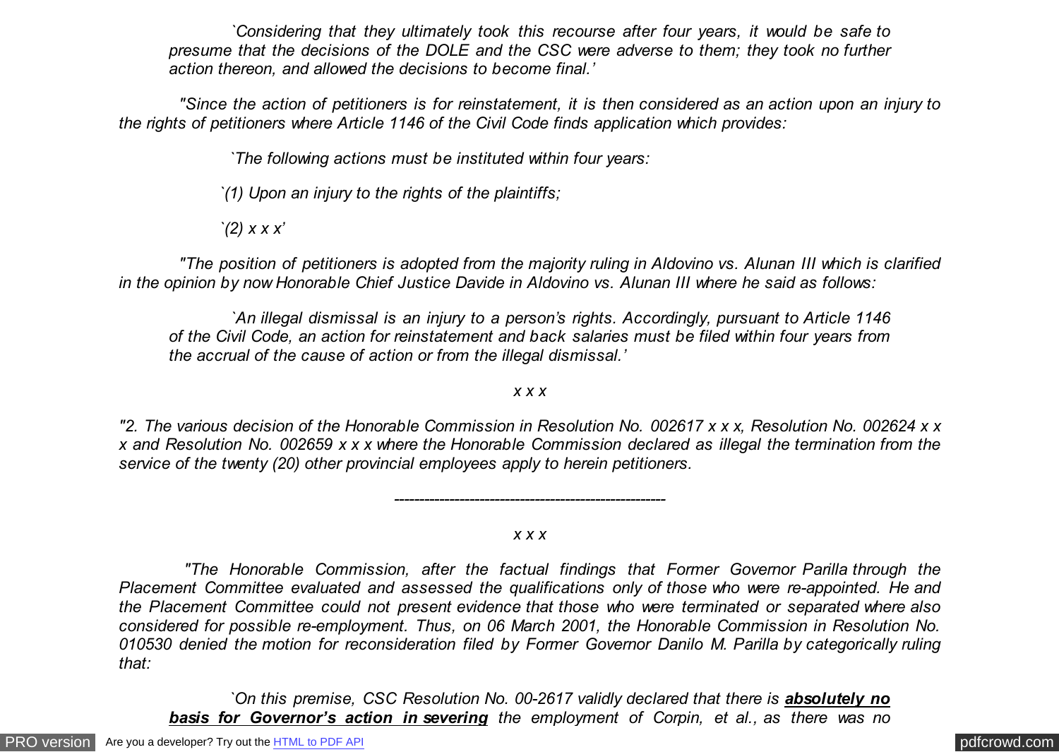*`Considering that they ultimately took this recourse after four years, it would be safe to presume that the decisions of the DOLE and the CSC were adverse to them; they took no further action thereon, and allowed the decisions to become final.'*

*"Since the action of petitioners is for reinstatement, it is then considered as an action upon an injury to the rights of petitioners where Article 1146 of the Civil Code finds application which provides:*

*`The following actions must be instituted within four years:*

*`(1) Upon an injury to the rights of the plaintiffs;*

*`(2) x x x'*

*"The position of petitioners is adopted from the majority ruling in Aldovino vs. Alunan III which is clarified in the opinion by now Honorable Chief Justice Davide in Aldovino vs. Alunan III where he said as follows:*

*`An illegal dismissal is an injury to a person's rights. Accordingly, pursuant to Article 1146 of the Civil Code, an action for reinstatement and back salaries must be filed within four years from the accrual of the cause of action or from the illegal dismissal.'*

*x x x*

*"2. The various decision of the Honorable Commission in Resolution No. 002617 x x x, Resolution No. 002624 x x x and Resolution No. 002659 x x x where the Honorable Commission declared as illegal the termination from the service of the twenty (20) other provincial employees apply to herein petitioners.*

-----------------------------------------------------

*x x x*

*"The Honorable Commission, after the factual findings that Former Governor Parilla through the Placement Committee evaluated and assessed the qualifications only of those who were re-appointed. He and the Placement Committee could not present evidence that those who were terminated or separated where also considered for possible re-employment. Thus, on 06 March 2001, the Honorable Commission in Resolution No. 010530 denied the motion for reconsideration filed by Former Governor Danilo M. Parilla by categorically ruling that:*

*`On this premise, CSC Resolution No. 00-2617 validly declared that there is **absolutely no basis for Governor's action in severing** the employment of Corpin, et al., as there was no*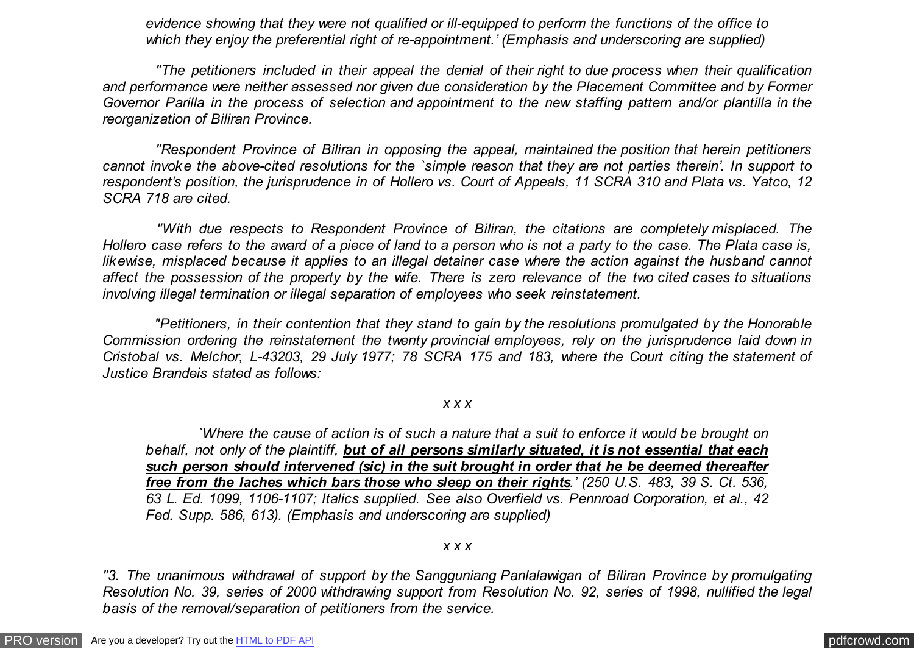*evidence showing that they were not qualified or ill-equipped to perform the functions of the office to which they enjoy the preferential right of re-appointment.' (Emphasis and underscoring are supplied)*

*"The petitioners included in their appeal the denial of their right to due process when their qualification and performance were neither assessed nor given due consideration by the Placement Committee and by Former Governor Parilla in the process of selection and appointment to the new staffing pattern and/or plantilla in the reorganization of Biliran Province.*

*"Respondent Province of Biliran in opposing the appeal, maintained the position that herein petitioners cannot invoke the above-cited resolutions for the `simple reason that they are not parties therein'. In support to respondent's position, the jurisprudence in of Hollero vs. Court of Appeals, 11 SCRA 310 and Plata vs. Yatco, 12 SCRA 718 are cited.*

*"With due respects to Respondent Province of Biliran, the citations are completely misplaced. The Hollero case refers to the award of a piece of land to a person who is not a party to the case. The Plata case is, likewise, misplaced because it applies to an illegal detainer case where the action against the husband cannot affect the possession of the property by the wife. There is zero relevance of the two cited cases to situations involving illegal termination or illegal separation of employees who seek reinstatement.*

*"Petitioners, in their contention that they stand to gain by the resolutions promulgated by the Honorable Commission ordering the reinstatement the twenty provincial employees, rely on the jurisprudence laid down in Cristobal vs. Melchor, L-43203, 29 July 1977; 78 SCRA 175 and 183, where the Court citing the statement of Justice Brandeis stated as follows:*

*x x x*

*`Where the cause of action is of such a nature that a suit to enforce it would be brought on behalf, not only of the plaintiff,* ***<u>but of all persons similarly situated, it is not essential that each such person should intervened (sic) in the suit brought in order that he be deemed thereafter free from the laches which bars those who sleep on their rights</u>****.' (250 U.S. 483, 39 S. Ct. 536, 63 L. Ed. 1099, 1106-1107; Italics supplied. See also Overfield vs. Pennroad Corporation, et al., 42 Fed. Supp. 586, 613). (Emphasis and underscoring are supplied)*

*x x x*

*"3. The unanimous withdrawal of support by the Sangguniang Panlalawigan of Biliran Province by promulgating Resolution No. 39, series of 2000 withdrawing support from Resolution No. 92, series of 1998, nullified the legal basis of the removal/separation of petitioners from the service.*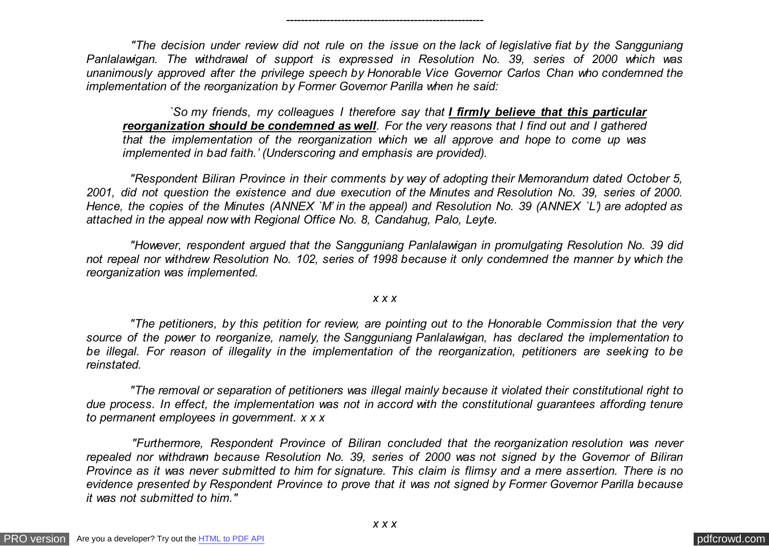---

*"The decision under review did not rule on the issue on the lack of legislative fiat by the Sangguniang Panlalawigan. The withdrawal of support is expressed in Resolution No. 39, series of 2000 which was unanimously approved after the privilege speech by Honorable Vice Governor Carlos Chan who condemned the implementation of the reorganization by Former Governor Parilla when he said:*

> *`So my friends, my colleagues I therefore say that **<u>I firmly believe that this particular reorganization should be condemned as well</u>**. For the very reasons that I find out and I gathered that the implementation of the reorganization which we all approve and hope to come up was implemented in bad faith.' (Underscoring and emphasis are provided).*

*"Respondent Biliran Province in their comments by way of adopting their Memorandum dated October 5, 2001, did not question the existence and due execution of the Minutes and Resolution No. 39, series of 2000. Hence, the copies of the Minutes (ANNEX `M' in the appeal) and Resolution No. 39 (ANNEX `L') are adopted as attached in the appeal now with Regional Office No. 8, Candahug, Palo, Leyte.*

*"However, respondent argued that the Sangguniang Panlalawigan in promulgating Resolution No. 39 did not repeal nor withdrew Resolution No. 102, series of 1998 because it only condemned the manner by which the reorganization was implemented.*

*x x x*

*"The petitioners, by this petition for review, are pointing out to the Honorable Commission that the very source of the power to reorganize, namely, the Sangguniang Panlalawigan, has declared the implementation to be illegal. For reason of illegality in the implementation of the reorganization, petitioners are seeking to be reinstated.*

*"The removal or separation of petitioners was illegal mainly because it violated their constitutional right to due process. In effect, the implementation was not in accord with the constitutional guarantees affording tenure to permanent employees in government. x x x*

*"Furthermore, Respondent Province of Biliran concluded that the reorganization resolution was never repealed nor withdrawn because Resolution No. 39, series of 2000 was not signed by the Governor of Biliran Province as it was never submitted to him for signature. This claim is flimsy and a mere assertion. There is no evidence presented by Respondent Province to prove that it was not signed by Former Governor Parilla because it was not submitted to him."*

*x x x*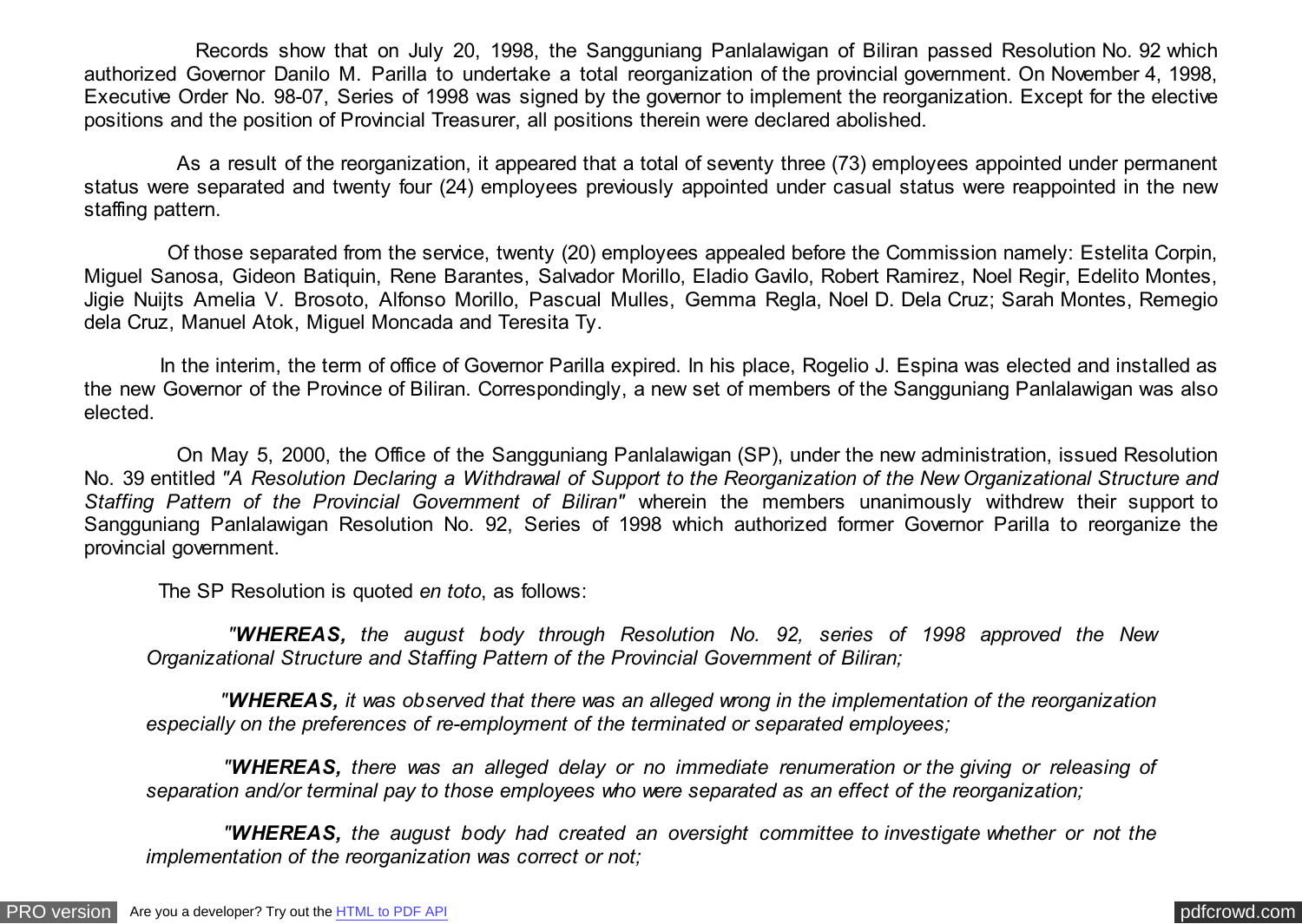Records show that on July 20, 1998, the Sangguniang Panlalawigan of Biliran passed Resolution No. 92 which authorized Governor Danilo M. Parilla to undertake a total reorganization of the provincial government. On November 4, 1998, Executive Order No. 98-07, Series of 1998 was signed by the governor to implement the reorganization. Except for the elective positions and the position of Provincial Treasurer, all positions therein were declared abolished.

As a result of the reorganization, it appeared that a total of seventy three (73) employees appointed under permanent status were separated and twenty four (24) employees previously appointed under casual status were reappointed in the new staffing pattern.

Of those separated from the service, twenty (20) employees appealed before the Commission namely: Estelita Corpin, Miguel Sanosa, Gideon Batiquin, Rene Barantes, Salvador Morillo, Eladio Gavilo, Robert Ramirez, Noel Regir, Edelito Montes, Jigie Nuijts Amelia V. Brosoto, Alfonso Morillo, Pascual Mulles, Gemma Regla, Noel D. Dela Cruz; Sarah Montes, Remegio dela Cruz, Manuel Atok, Miguel Moncada and Teresita Ty.

In the interim, the term of office of Governor Parilla expired. In his place, Rogelio J. Espina was elected and installed as the new Governor of the Province of Biliran. Correspondingly, a new set of members of the Sangguniang Panlalawigan was also elected.

On May 5, 2000, the Office of the Sangguniang Panlalawigan (SP), under the new administration, issued Resolution No. 39 entitled *"A Resolution Declaring a Withdrawal of Support to the Reorganization of the New Organizational Structure and Staffing Pattern of the Provincial Government of Biliran"* wherein the members unanimously withdrew their support to Sangguniang Panlalawigan Resolution No. 92, Series of 1998 which authorized former Governor Parilla to reorganize the provincial government.

The SP Resolution is quoted *en toto*, as follows:

> *"**WHEREAS,** the august body through Resolution No. 92, series of 1998 approved the New Organizational Structure and Staffing Pattern of the Provincial Government of Biliran;*
>
> *"**WHEREAS,** it was observed that there was an alleged wrong in the implementation of the reorganization especially on the preferences of re-employment of the terminated or separated employees;*
>
> *"**WHEREAS,** there was an alleged delay or no immediate renumeration or the giving or releasing of separation and/or terminal pay to those employees who were separated as an effect of the reorganization;*
>
> *"**WHEREAS,** the august body had created an oversight committee to investigate whether or not the implementation of the reorganization was correct or not;*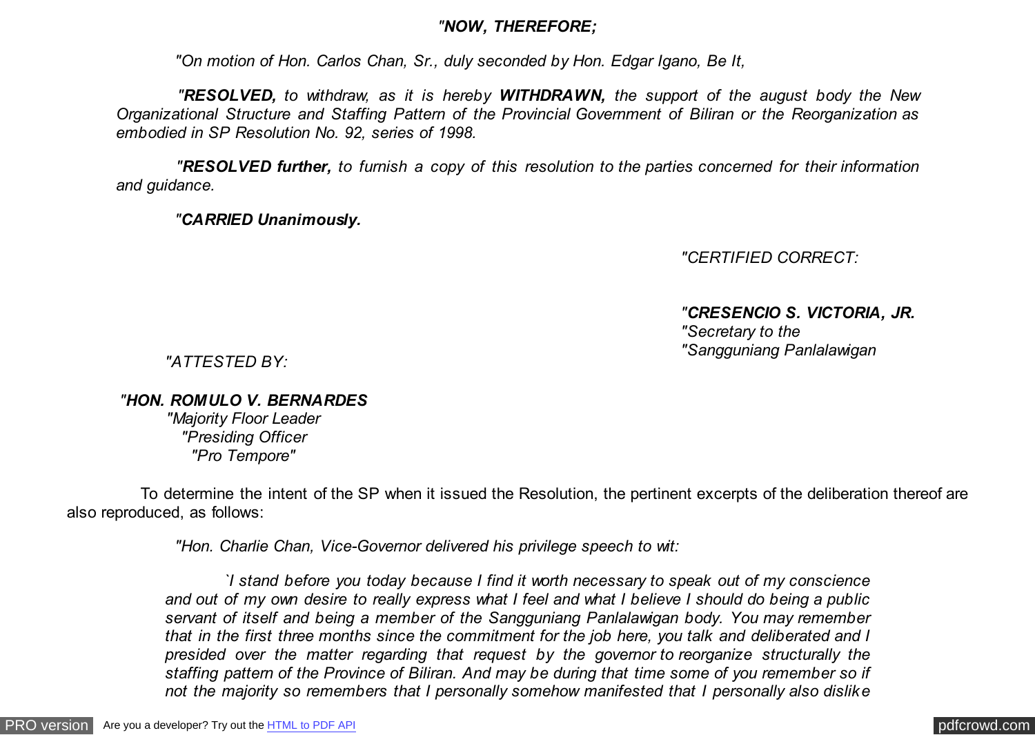*"**NOW, THEREFORE;***

*"On motion of Hon. Carlos Chan, Sr., duly seconded by Hon. Edgar Igano, Be It,*

*"**RESOLVED,** to withdraw, as it is hereby **WITHDRAWN,** the support of the august body the New Organizational Structure and Staffing Pattern of the Provincial Government of Biliran or the Reorganization as embodied in SP Resolution No. 92, series of 1998.*

*"**RESOLVED further,** to furnish a copy of this resolution to the parties concerned for their information and guidance.*

*"**CARRIED Unanimously.***

*"CERTIFIED CORRECT:*

*"**CRESENCIO S. VICTORIA, JR.***
*"Secretary to the*
*"Sangguniang Panlalawigan*

*"ATTESTED BY:*

*"**HON. ROMULO V. BERNARDES***
*"Majority Floor Leader*
*"Presiding Officer*
*"Pro Tempore"*

To determine the intent of the SP when it issued the Resolution, the pertinent excerpts of the deliberation thereof are also reproduced, as follows:

*"Hon. Charlie Chan, Vice-Governor delivered his privilege speech to wit:*

*`I stand before you today because I find it worth necessary to speak out of my conscience and out of my own desire to really express what I feel and what I believe I should do being a public servant of itself and being a member of the Sangguniang Panlalawigan body. You may remember that in the first three months since the commitment for the job here, you talk and deliberated and I presided over the matter regarding that request by the governor to reorganize structurally the staffing pattern of the Province of Biliran. And may be during that time some of you remember so if not the majority so remembers that I personally somehow manifested that I personally also dislike*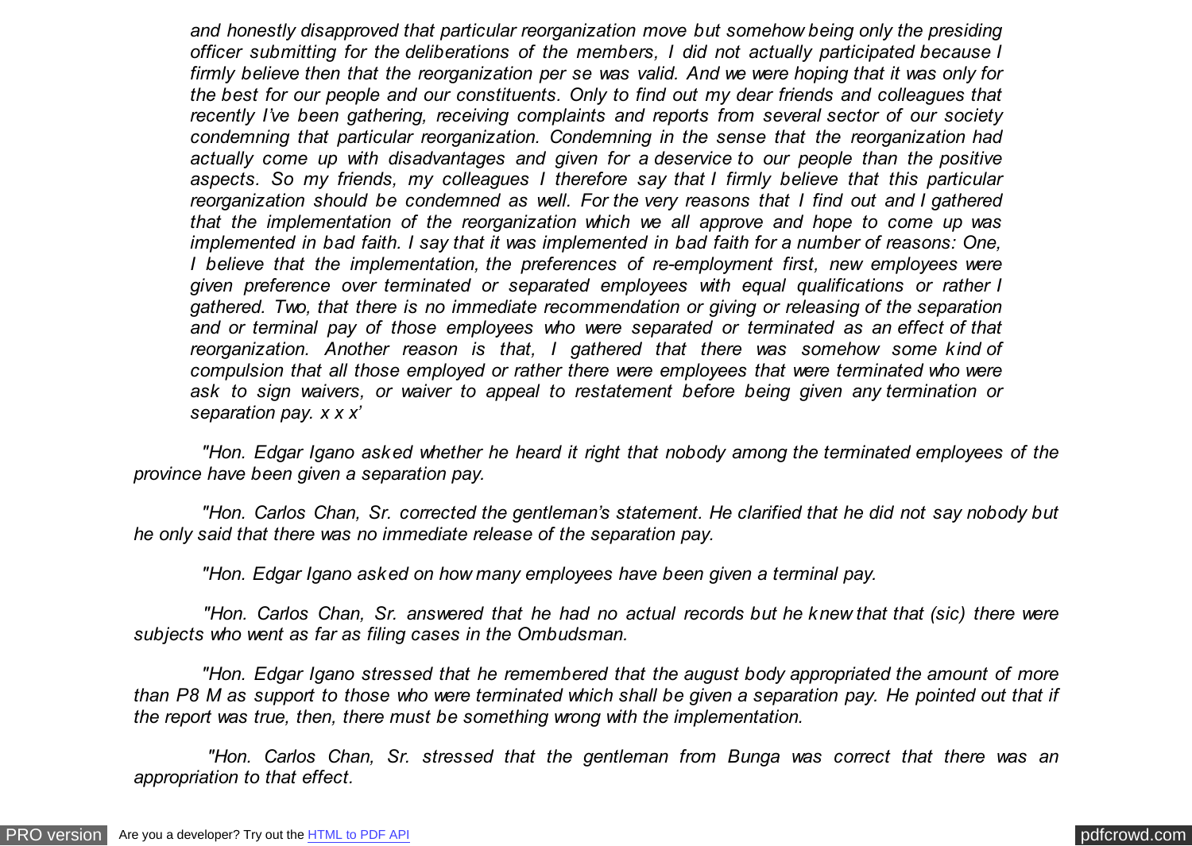*and honestly disapproved that particular reorganization move but somehow being only the presiding officer submitting for the deliberations of the members, I did not actually participated because I firmly believe then that the reorganization per se was valid. And we were hoping that it was only for the best for our people and our constituents. Only to find out my dear friends and colleagues that recently I've been gathering, receiving complaints and reports from several sector of our society condemning that particular reorganization. Condemning in the sense that the reorganization had actually come up with disadvantages and given for a deservice to our people than the positive aspects. So my friends, my colleagues I therefore say that I firmly believe that this particular reorganization should be condemned as well. For the very reasons that I find out and I gathered that the implementation of the reorganization which we all approve and hope to come up was implemented in bad faith. I say that it was implemented in bad faith for a number of reasons: One, I believe that the implementation, the preferences of re-employment first, new employees were given preference over terminated or separated employees with equal qualifications or rather I gathered. Two, that there is no immediate recommendation or giving or releasing of the separation and or terminal pay of those employees who were separated or terminated as an effect of that reorganization. Another reason is that, I gathered that there was somehow some kind of compulsion that all those employed or rather there were employees that were terminated who were ask to sign waivers, or waiver to appeal to restatement before being given any termination or separation pay. x x x'*

*"Hon. Edgar Igano asked whether he heard it right that nobody among the terminated employees of the province have been given a separation pay.*

*"Hon. Carlos Chan, Sr. corrected the gentleman's statement. He clarified that he did not say nobody but he only said that there was no immediate release of the separation pay.*

*"Hon. Edgar Igano asked on how many employees have been given a terminal pay.*

*"Hon. Carlos Chan, Sr. answered that he had no actual records but he knew that that (sic) there were subjects who went as far as filing cases in the Ombudsman.*

*"Hon. Edgar Igano stressed that he remembered that the august body appropriated the amount of more than P8 M as support to those who were terminated which shall be given a separation pay. He pointed out that if the report was true, then, there must be something wrong with the implementation.*

*"Hon. Carlos Chan, Sr. stressed that the gentleman from Bunga was correct that there was an appropriation to that effect.*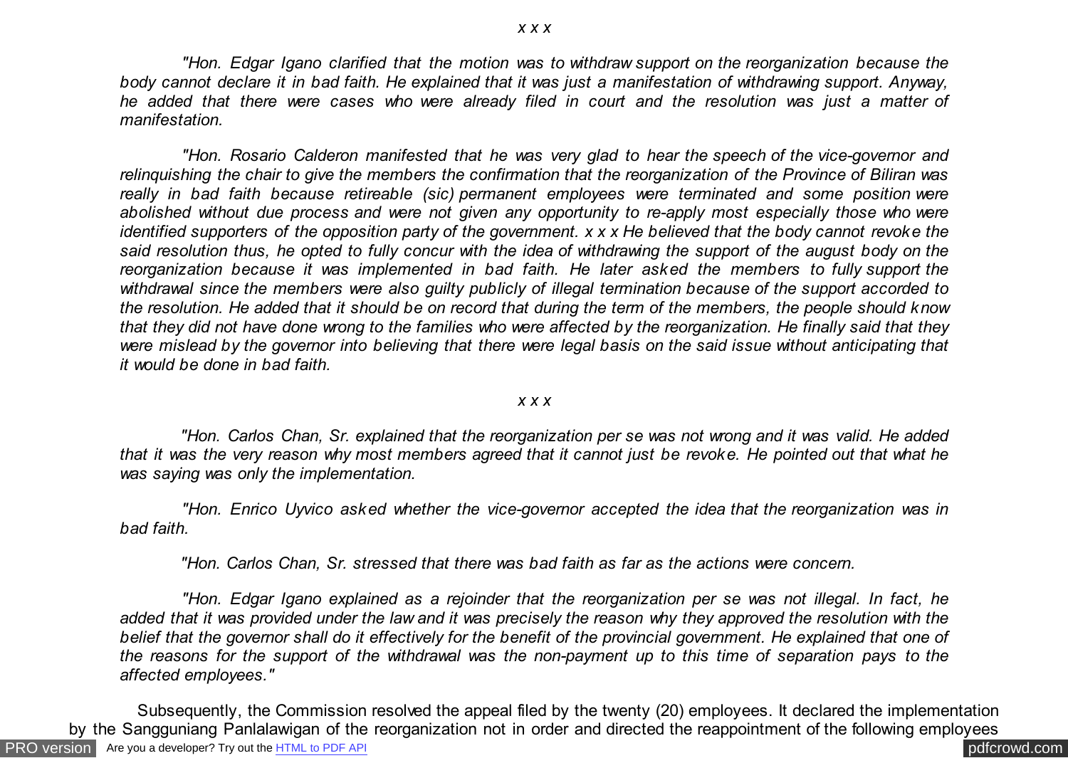*x x x*

*"Hon. Edgar Igano clarified that the motion was to withdraw support on the reorganization because the body cannot declare it in bad faith. He explained that it was just a manifestation of withdrawing support. Anyway, he added that there were cases who were already filed in court and the resolution was just a matter of manifestation.*

*"Hon. Rosario Calderon manifested that he was very glad to hear the speech of the vice-governor and relinquishing the chair to give the members the confirmation that the reorganization of the Province of Biliran was really in bad faith because retireable (sic) permanent employees were terminated and some position were abolished without due process and were not given any opportunity to re-apply most especially those who were identified supporters of the opposition party of the government. x x x He believed that the body cannot revoke the said resolution thus, he opted to fully concur with the idea of withdrawing the support of the august body on the reorganization because it was implemented in bad faith. He later asked the members to fully support the withdrawal since the members were also guilty publicly of illegal termination because of the support accorded to the resolution. He added that it should be on record that during the term of the members, the people should know that they did not have done wrong to the families who were affected by the reorganization. He finally said that they were mislead by the governor into believing that there were legal basis on the said issue without anticipating that it would be done in bad faith.*

*x x x*

*"Hon. Carlos Chan, Sr. explained that the reorganization per se was not wrong and it was valid. He added that it was the very reason why most members agreed that it cannot just be revoke. He pointed out that what he was saying was only the implementation.*

*"Hon. Enrico Uyvico asked whether the vice-governor accepted the idea that the reorganization was in bad faith.*

*"Hon. Carlos Chan, Sr. stressed that there was bad faith as far as the actions were concern.*

*"Hon. Edgar Igano explained as a rejoinder that the reorganization per se was not illegal. In fact, he added that it was provided under the law and it was precisely the reason why they approved the resolution with the belief that the governor shall do it effectively for the benefit of the provincial government. He explained that one of the reasons for the support of the withdrawal was the non-payment up to this time of separation pays to the affected employees."*

Subsequently, the Commission resolved the appeal filed by the twenty (20) employees. It declared the implementation by the Sangguniang Panlalawigan of the reorganization not in order and directed the reappointment of the following employees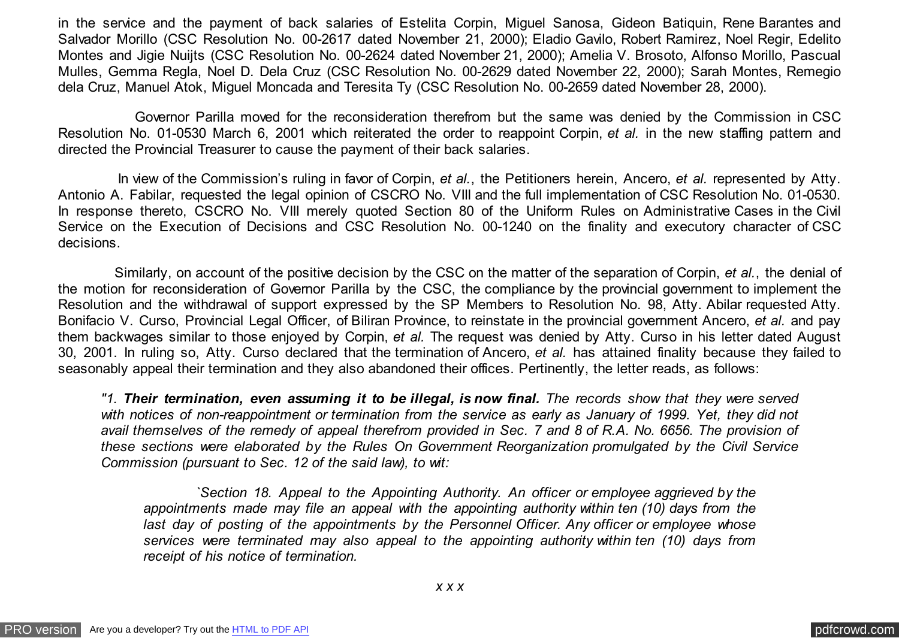in the service and the payment of back salaries of Estelita Corpin, Miguel Sanosa, Gideon Batiquin, Rene Barantes and Salvador Morillo (CSC Resolution No. 00-2617 dated November 21, 2000); Eladio Gavilo, Robert Ramirez, Noel Regir, Edelito Montes and Jigie Nuijts (CSC Resolution No. 00-2624 dated November 21, 2000); Amelia V. Brosoto, Alfonso Morillo, Pascual Mulles, Gemma Regla, Noel D. Dela Cruz (CSC Resolution No. 00-2629 dated November 22, 2000); Sarah Montes, Remegio dela Cruz, Manuel Atok, Miguel Moncada and Teresita Ty (CSC Resolution No. 00-2659 dated November 28, 2000).

Governor Parilla moved for the reconsideration therefrom but the same was denied by the Commission in CSC Resolution No. 01-0530 March 6, 2001 which reiterated the order to reappoint Corpin, *et al.* in the new staffing pattern and directed the Provincial Treasurer to cause the payment of their back salaries.

In view of the Commission's ruling in favor of Corpin, *et al.*, the Petitioners herein, Ancero, *et al.* represented by Atty. Antonio A. Fabilar, requested the legal opinion of CSCRO No. VIII and the full implementation of CSC Resolution No. 01-0530. In response thereto, CSCRO No. VIII merely quoted Section 80 of the Uniform Rules on Administrative Cases in the Civil Service on the Execution of Decisions and CSC Resolution No. 00-1240 on the finality and executory character of CSC decisions.

Similarly, on account of the positive decision by the CSC on the matter of the separation of Corpin, *et al.*, the denial of the motion for reconsideration of Governor Parilla by the CSC, the compliance by the provincial government to implement the Resolution and the withdrawal of support expressed by the SP Members to Resolution No. 98, Atty. Abilar requested Atty. Bonifacio V. Curso, Provincial Legal Officer, of Biliran Province, to reinstate in the provincial government Ancero, *et al.* and pay them backwages similar to those enjoyed by Corpin, *et al.* The request was denied by Atty. Curso in his letter dated August 30, 2001. In ruling so, Atty. Curso declared that the termination of Ancero, *et al.* has attained finality because they failed to seasonably appeal their termination and they also abandoned their offices. Pertinently, the letter reads, as follows:

> *"1. **Their termination, even assuming it to be illegal, is now final.** The records show that they were served with notices of non-reappointment or termination from the service as early as January of 1999. Yet, they did not avail themselves of the remedy of appeal therefrom provided in Sec. 7 and 8 of R.A. No. 6656. The provision of these sections were elaborated by the Rules On Government Reorganization promulgated by the Civil Service Commission (pursuant to Sec. 12 of the said law), to wit:*
>
> > *`Section 18. Appeal to the Appointing Authority. An officer or employee aggrieved by the appointments made may file an appeal with the appointing authority within ten (10) days from the last day of posting of the appointments by the Personnel Officer. Any officer or employee whose services were terminated may also appeal to the appointing authority within ten (10) days from receipt of his notice of termination.*
> >
> > *x x x*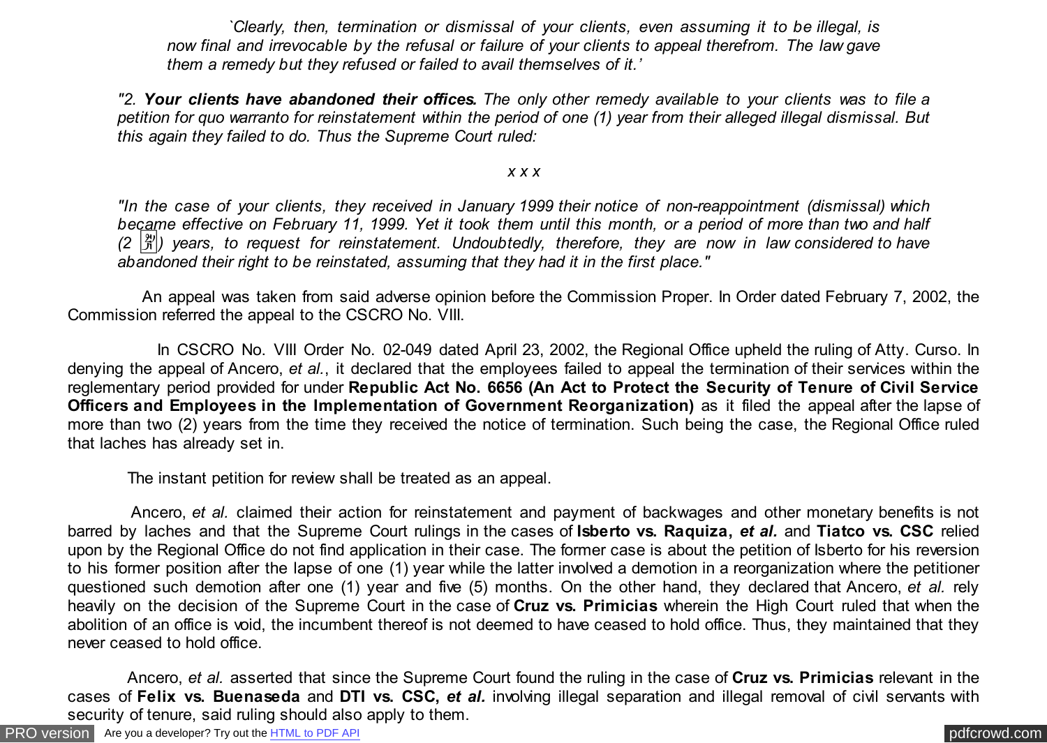*`Clearly, then, termination or dismissal of your clients, even assuming it to be illegal, is now final and irrevocable by the refusal or failure of your clients to appeal therefrom. The law gave them a remedy but they refused or failed to avail themselves of it.'*

*"2.* ***Your clients have abandoned their offices.*** *The only other remedy available to your clients was to file a petition for quo warranto for reinstatement within the period of one (1) year from their alleged illegal dismissal. But this again they failed to do. Thus the Supreme Court ruled:*

*x x x*

*"In the case of your clients, they received in January 1999 their notice of non-reappointment (dismissal) which became effective on February 11, 1999. Yet it took them until this month, or a period of more than two and half (2 ½) years, to request for reinstatement. Undoubtedly, therefore, they are now in law considered to have abandoned their right to be reinstated, assuming that they had it in the first place."*

An appeal was taken from said adverse opinion before the Commission Proper. In Order dated February 7, 2002, the Commission referred the appeal to the CSCRO No. VIII.

In CSCRO No. VIII Order No. 02-049 dated April 23, 2002, the Regional Office upheld the ruling of Atty. Curso. In denying the appeal of Ancero, *et al.*, it declared that the employees failed to appeal the termination of their services within the reglementary period provided for under **Republic Act No. 6656 (An Act to Protect the Security of Tenure of Civil Service Officers and Employees in the Implementation of Government Reorganization)** as it filed the appeal after the lapse of more than two (2) years from the time they received the notice of termination. Such being the case, the Regional Office ruled that laches has already set in.

The instant petition for review shall be treated as an appeal.

Ancero, *et al.* claimed their action for reinstatement and payment of backwages and other monetary benefits is not barred by laches and that the Supreme Court rulings in the cases of **Isberto vs. Raquiza, *et al.*** and **Tiatco vs. CSC** relied upon by the Regional Office do not find application in their case. The former case is about the petition of Isberto for his reversion to his former position after the lapse of one (1) year while the latter involved a demotion in a reorganization where the petitioner questioned such demotion after one (1) year and five (5) months. On the other hand, they declared that Ancero, *et al.* rely heavily on the decision of the Supreme Court in the case of **Cruz vs. Primicias** wherein the High Court ruled that when the abolition of an office is void, the incumbent thereof is not deemed to have ceased to hold office. Thus, they maintained that they never ceased to hold office.

Ancero, *et al.* asserted that since the Supreme Court found the ruling in the case of **Cruz vs. Primicias** relevant in the cases of **Felix vs. Buenaseda** and **DTI vs. CSC, *et al.*** involving illegal separation and illegal removal of civil servants with security of tenure, said ruling should also apply to them.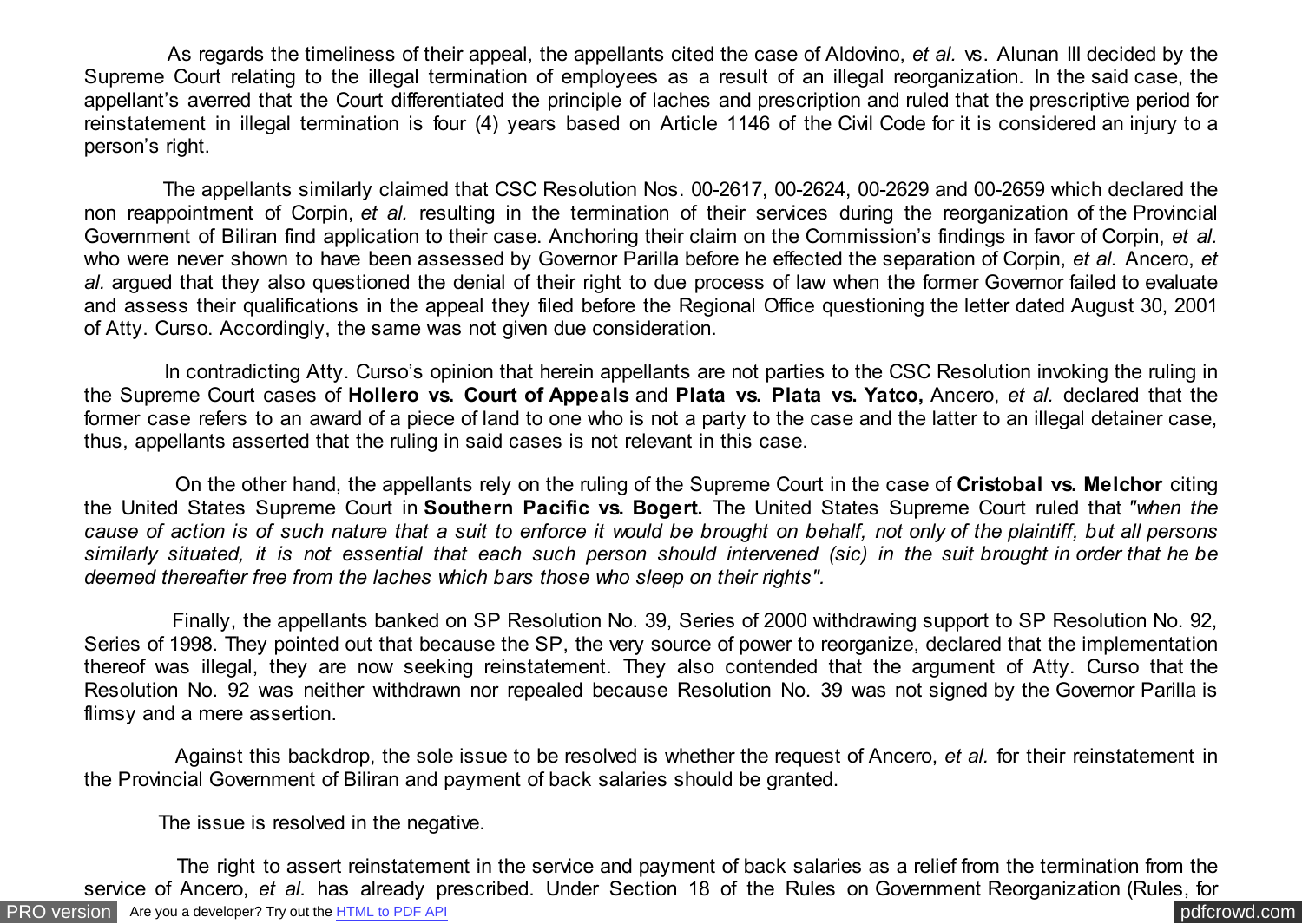As regards the timeliness of their appeal, the appellants cited the case of Aldovino, *et al.* vs. Alunan III decided by the Supreme Court relating to the illegal termination of employees as a result of an illegal reorganization. In the said case, the appellant's averred that the Court differentiated the principle of laches and prescription and ruled that the prescriptive period for reinstatement in illegal termination is four (4) years based on Article 1146 of the Civil Code for it is considered an injury to a person's right.

The appellants similarly claimed that CSC Resolution Nos. 00-2617, 00-2624, 00-2629 and 00-2659 which declared the non reappointment of Corpin, *et al.* resulting in the termination of their services during the reorganization of the Provincial Government of Biliran find application to their case. Anchoring their claim on the Commission's findings in favor of Corpin, *et al.* who were never shown to have been assessed by Governor Parilla before he effected the separation of Corpin, *et al.* Ancero, *et al.* argued that they also questioned the denial of their right to due process of law when the former Governor failed to evaluate and assess their qualifications in the appeal they filed before the Regional Office questioning the letter dated August 30, 2001 of Atty. Curso. Accordingly, the same was not given due consideration.

In contradicting Atty. Curso's opinion that herein appellants are not parties to the CSC Resolution invoking the ruling in the Supreme Court cases of **Hollero vs. Court of Appeals** and **Plata vs. Plata vs. Yatco,** Ancero, *et al.* declared that the former case refers to an award of a piece of land to one who is not a party to the case and the latter to an illegal detainer case, thus, appellants asserted that the ruling in said cases is not relevant in this case.

On the other hand, the appellants rely on the ruling of the Supreme Court in the case of **Cristobal vs. Melchor** citing the United States Supreme Court in **Southern Pacific vs. Bogert.** The United States Supreme Court ruled that *"when the cause of action is of such nature that a suit to enforce it would be brought on behalf, not only of the plaintiff, but all persons similarly situated, it is not essential that each such person should intervened (sic) in the suit brought in order that he be deemed thereafter free from the laches which bars those who sleep on their rights".*

Finally, the appellants banked on SP Resolution No. 39, Series of 2000 withdrawing support to SP Resolution No. 92, Series of 1998. They pointed out that because the SP, the very source of power to reorganize, declared that the implementation thereof was illegal, they are now seeking reinstatement. They also contended that the argument of Atty. Curso that the Resolution No. 92 was neither withdrawn nor repealed because Resolution No. 39 was not signed by the Governor Parilla is flimsy and a mere assertion.

Against this backdrop, the sole issue to be resolved is whether the request of Ancero, *et al.* for their reinstatement in the Provincial Government of Biliran and payment of back salaries should be granted.

The issue is resolved in the negative.

The right to assert reinstatement in the service and payment of back salaries as a relief from the termination from the service of Ancero, *et al.* has already prescribed. Under Section 18 of the Rules on Government Reorganization (Rules, for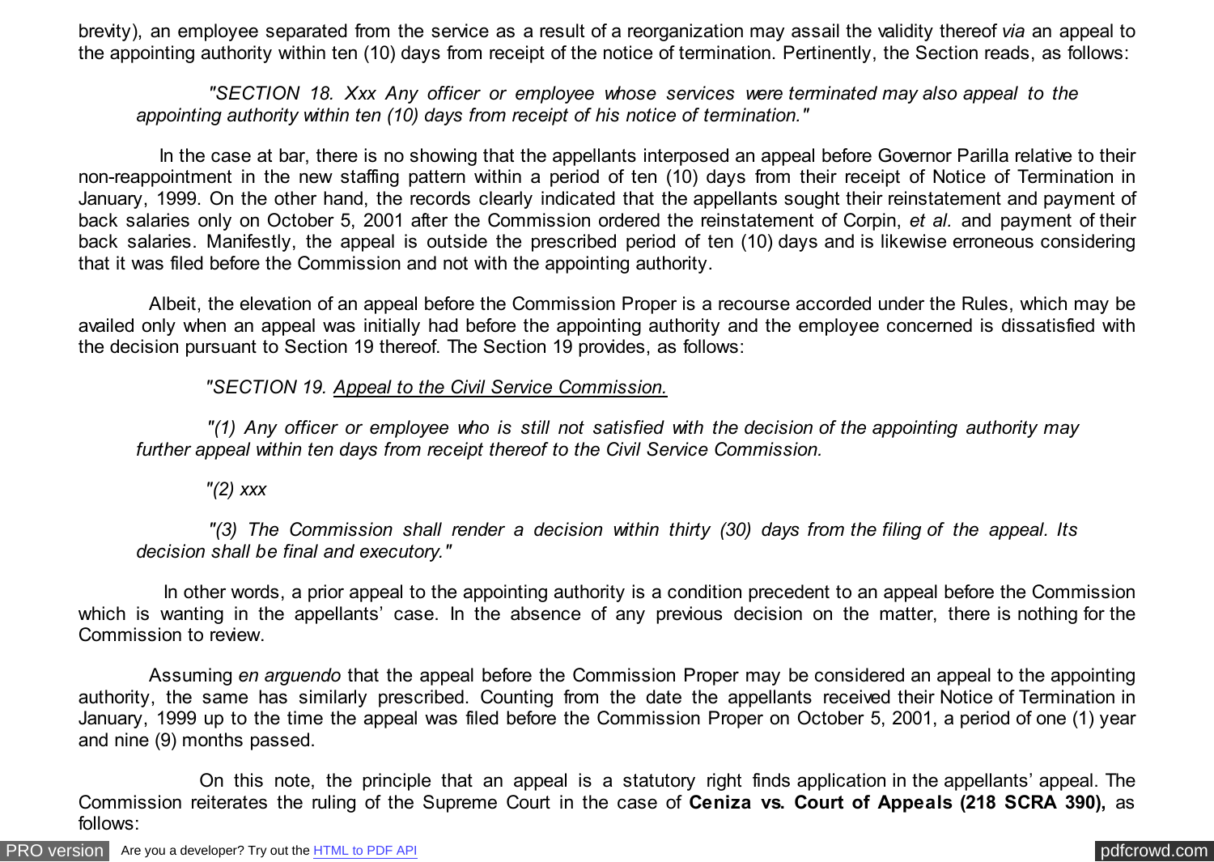brevity), an employee separated from the service as a result of a reorganization may assail the validity thereof *via* an appeal to the appointing authority within ten (10) days from receipt of the notice of termination. Pertinently, the Section reads, as follows:

> *"SECTION 18. Xxx Any officer or employee whose services were terminated may also appeal to the appointing authority within ten (10) days from receipt of his notice of termination."*

In the case at bar, there is no showing that the appellants interposed an appeal before Governor Parilla relative to their non-reappointment in the new staffing pattern within a period of ten (10) days from their receipt of Notice of Termination in January, 1999. On the other hand, the records clearly indicated that the appellants sought their reinstatement and payment of back salaries only on October 5, 2001 after the Commission ordered the reinstatement of Corpin, *et al.* and payment of their back salaries. Manifestly, the appeal is outside the prescribed period of ten (10) days and is likewise erroneous considering that it was filed before the Commission and not with the appointing authority.

Albeit, the elevation of an appeal before the Commission Proper is a recourse accorded under the Rules, which may be availed only when an appeal was initially had before the appointing authority and the employee concerned is dissatisfied with the decision pursuant to Section 19 thereof. The Section 19 provides, as follows:

> *"SECTION 19. Appeal to the Civil Service Commission.*
>
> *"(1) Any officer or employee who is still not satisfied with the decision of the appointing authority may further appeal within ten days from receipt thereof to the Civil Service Commission.*
>
> *"(2) xxx*
>
> *"(3) The Commission shall render a decision within thirty (30) days from the filing of the appeal. Its decision shall be final and executory."*

In other words, a prior appeal to the appointing authority is a condition precedent to an appeal before the Commission which is wanting in the appellants' case. In the absence of any previous decision on the matter, there is nothing for the Commission to review.

Assuming *en arguendo* that the appeal before the Commission Proper may be considered an appeal to the appointing authority, the same has similarly prescribed. Counting from the date the appellants received their Notice of Termination in January, 1999 up to the time the appeal was filed before the Commission Proper on October 5, 2001, a period of one (1) year and nine (9) months passed.

On this note, the principle that an appeal is a statutory right finds application in the appellants' appeal. The Commission reiterates the ruling of the Supreme Court in the case of **Ceniza vs. Court of Appeals (218 SCRA 390),** as follows: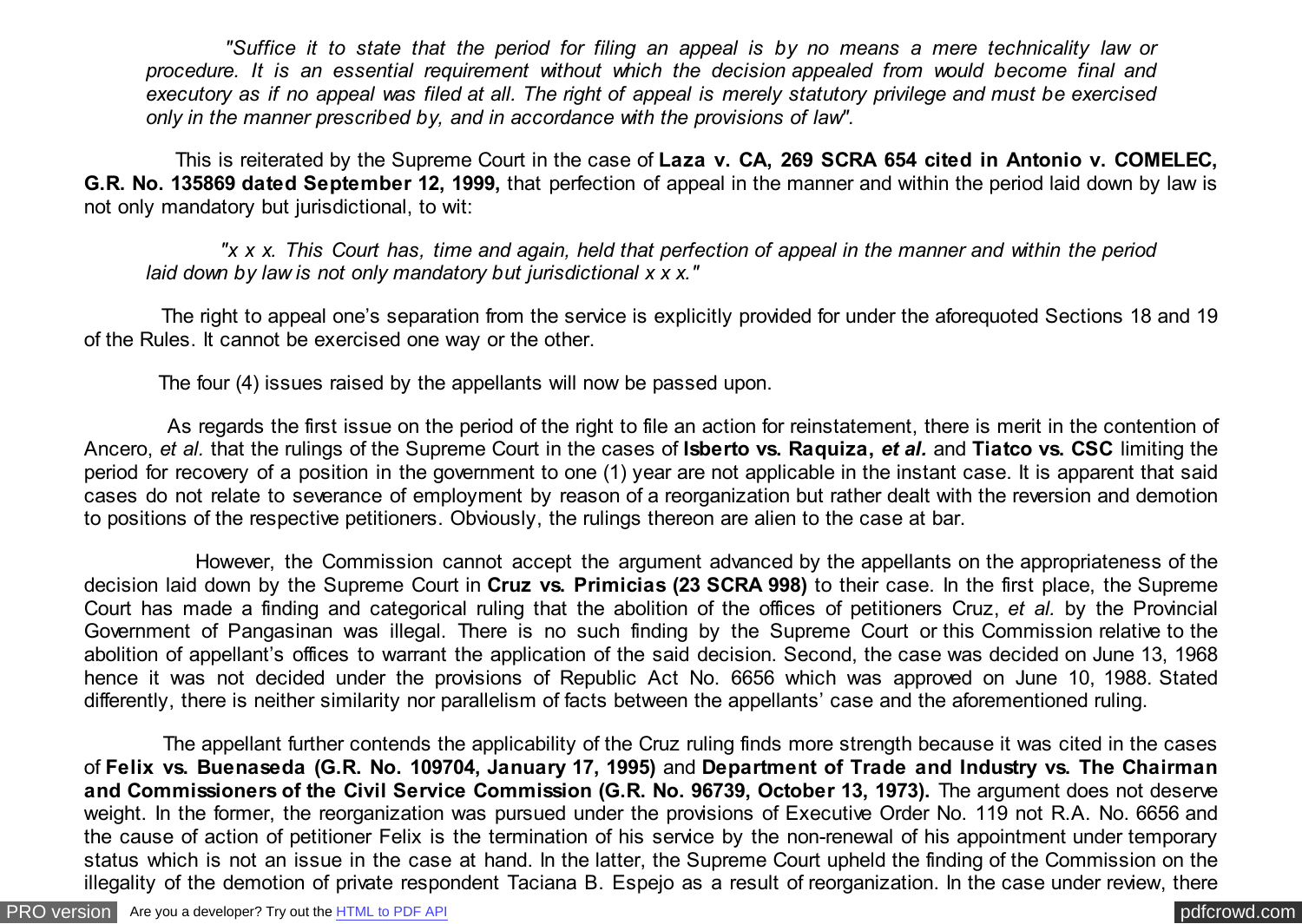*"Suffice it to state that the period for filing an appeal is by no means a mere technicality law or procedure. It is an essential requirement without which the decision appealed from would become final and executory as if no appeal was filed at all. The right of appeal is merely statutory privilege and must be exercised only in the manner prescribed by, and in accordance with the provisions of law".*

This is reiterated by the Supreme Court in the case of **Laza v. CA, 269 SCRA 654 cited in Antonio v. COMELEC, G.R. No. 135869 dated September 12, 1999,** that perfection of appeal in the manner and within the period laid down by law is not only mandatory but jurisdictional, to wit:

*"x x x. This Court has, time and again, held that perfection of appeal in the manner and within the period laid down by law is not only mandatory but jurisdictional x x x."*

The right to appeal one's separation from the service is explicitly provided for under the aforequoted Sections 18 and 19 of the Rules. It cannot be exercised one way or the other.

The four (4) issues raised by the appellants will now be passed upon.

As regards the first issue on the period of the right to file an action for reinstatement, there is merit in the contention of Ancero, *et al.* that the rulings of the Supreme Court in the cases of **Isberto vs. Raquiza,** ***et al.*** and **Tiatco vs. CSC** limiting the period for recovery of a position in the government to one (1) year are not applicable in the instant case. It is apparent that said cases do not relate to severance of employment by reason of a reorganization but rather dealt with the reversion and demotion to positions of the respective petitioners. Obviously, the rulings thereon are alien to the case at bar.

However, the Commission cannot accept the argument advanced by the appellants on the appropriateness of the decision laid down by the Supreme Court in **Cruz vs. Primicias (23 SCRA 998)** to their case. In the first place, the Supreme Court has made a finding and categorical ruling that the abolition of the offices of petitioners Cruz, *et al.* by the Provincial Government of Pangasinan was illegal. There is no such finding by the Supreme Court or this Commission relative to the abolition of appellant's offices to warrant the application of the said decision. Second, the case was decided on June 13, 1968 hence it was not decided under the provisions of Republic Act No. 6656 which was approved on June 10, 1988. Stated differently, there is neither similarity nor parallelism of facts between the appellants' case and the aforementioned ruling.

The appellant further contends the applicability of the Cruz ruling finds more strength because it was cited in the cases of **Felix vs. Buenaseda (G.R. No. 109704, January 17, 1995)** and **Department of Trade and Industry vs. The Chairman and Commissioners of the Civil Service Commission (G.R. No. 96739, October 13, 1973).** The argument does not deserve weight. In the former, the reorganization was pursued under the provisions of Executive Order No. 119 not R.A. No. 6656 and the cause of action of petitioner Felix is the termination of his service by the non-renewal of his appointment under temporary status which is not an issue in the case at hand. In the latter, the Supreme Court upheld the finding of the Commission on the illegality of the demotion of private respondent Taciana B. Espejo as a result of reorganization. In the case under review, there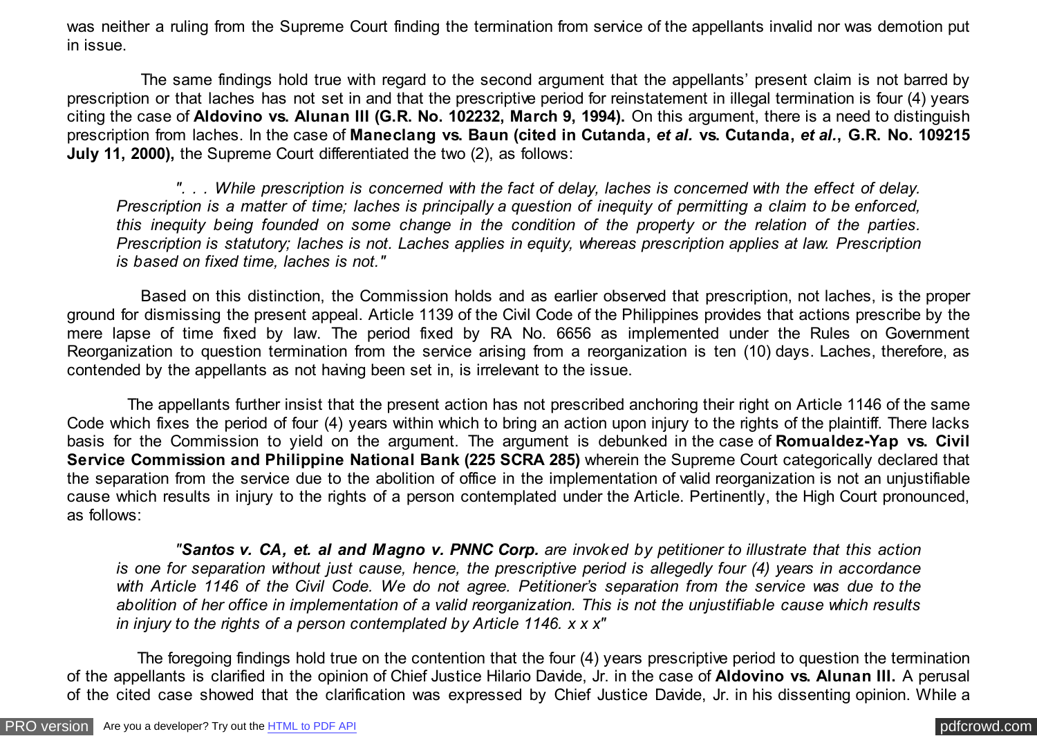was neither a ruling from the Supreme Court finding the termination from service of the appellants invalid nor was demotion put in issue.

The same findings hold true with regard to the second argument that the appellants' present claim is not barred by prescription or that laches has not set in and that the prescriptive period for reinstatement in illegal termination is four (4) years citing the case of **Aldovino vs. Alunan III (G.R. No. 102232, March 9, 1994).** On this argument, there is a need to distinguish prescription from laches. In the case of **Maneclang vs. Baun (cited in Cutanda, *et al.* vs. Cutanda, *et al.*, G.R. No. 109215 July 11, 2000),** the Supreme Court differentiated the two (2), as follows:

> *". . . While prescription is concerned with the fact of delay, laches is concerned with the effect of delay. Prescription is a matter of time; laches is principally a question of inequity of permitting a claim to be enforced, this inequity being founded on some change in the condition of the property or the relation of the parties. Prescription is statutory; laches is not. Laches applies in equity, whereas prescription applies at law. Prescription is based on fixed time, laches is not."*

Based on this distinction, the Commission holds and as earlier observed that prescription, not laches, is the proper ground for dismissing the present appeal. Article 1139 of the Civil Code of the Philippines provides that actions prescribe by the mere lapse of time fixed by law. The period fixed by RA No. 6656 as implemented under the Rules on Government Reorganization to question termination from the service arising from a reorganization is ten (10) days. Laches, therefore, as contended by the appellants as not having been set in, is irrelevant to the issue.

The appellants further insist that the present action has not prescribed anchoring their right on Article 1146 of the same Code which fixes the period of four (4) years within which to bring an action upon injury to the rights of the plaintiff. There lacks basis for the Commission to yield on the argument. The argument is debunked in the case of **Romualdez-Yap vs. Civil Service Commission and Philippine National Bank (225 SCRA 285)** wherein the Supreme Court categorically declared that the separation from the service due to the abolition of office in the implementation of valid reorganization is not an unjustifiable cause which results in injury to the rights of a person contemplated under the Article. Pertinently, the High Court pronounced, as follows:

> *"**Santos v. CA, et. al and Magno v. PNNC Corp.** are invoked by petitioner to illustrate that this action is one for separation without just cause, hence, the prescriptive period is allegedly four (4) years in accordance with Article 1146 of the Civil Code. We do not agree. Petitioner's separation from the service was due to the abolition of her office in implementation of a valid reorganization. This is not the unjustifiable cause which results in injury to the rights of a person contemplated by Article 1146. x x x"*

The foregoing findings hold true on the contention that the four (4) years prescriptive period to question the termination of the appellants is clarified in the opinion of Chief Justice Hilario Davide, Jr. in the case of **Aldovino vs. Alunan III.** A perusal of the cited case showed that the clarification was expressed by Chief Justice Davide, Jr. in his dissenting opinion. While a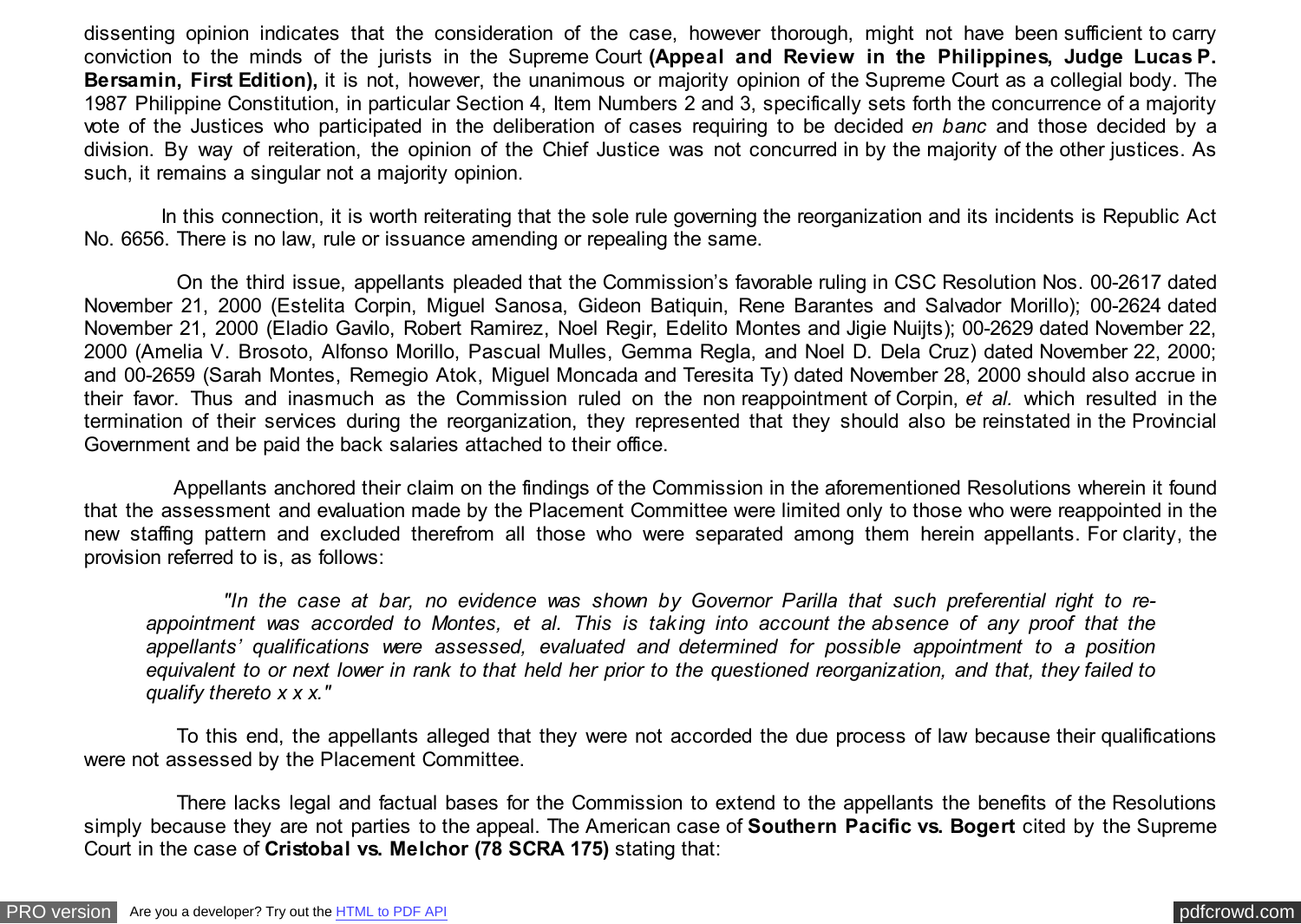dissenting opinion indicates that the consideration of the case, however thorough, might not have been sufficient to carry conviction to the minds of the jurists in the Supreme Court **(Appeal and Review in the Philippines, Judge Lucas P. Bersamin, First Edition),** it is not, however, the unanimous or majority opinion of the Supreme Court as a collegial body. The 1987 Philippine Constitution, in particular Section 4, Item Numbers 2 and 3, specifically sets forth the concurrence of a majority vote of the Justices who participated in the deliberation of cases requiring to be decided *en banc* and those decided by a division. By way of reiteration, the opinion of the Chief Justice was not concurred in by the majority of the other justices. As such, it remains a singular not a majority opinion.

In this connection, it is worth reiterating that the sole rule governing the reorganization and its incidents is Republic Act No. 6656. There is no law, rule or issuance amending or repealing the same.

On the third issue, appellants pleaded that the Commission's favorable ruling in CSC Resolution Nos. 00-2617 dated November 21, 2000 (Estelita Corpin, Miguel Sanosa, Gideon Batiquin, Rene Barantes and Salvador Morillo); 00-2624 dated November 21, 2000 (Eladio Gavilo, Robert Ramirez, Noel Regir, Edelito Montes and Jigie Nuijts); 00-2629 dated November 22, 2000 (Amelia V. Brosoto, Alfonso Morillo, Pascual Mulles, Gemma Regla, and Noel D. Dela Cruz) dated November 22, 2000; and 00-2659 (Sarah Montes, Remegio Atok, Miguel Moncada and Teresita Ty) dated November 28, 2000 should also accrue in their favor. Thus and inasmuch as the Commission ruled on the non reappointment of Corpin, *et al.* which resulted in the termination of their services during the reorganization, they represented that they should also be reinstated in the Provincial Government and be paid the back salaries attached to their office.

Appellants anchored their claim on the findings of the Commission in the aforementioned Resolutions wherein it found that the assessment and evaluation made by the Placement Committee were limited only to those who were reappointed in the new staffing pattern and excluded therefrom all those who were separated among them herein appellants. For clarity, the provision referred to is, as follows:

> *"In the case at bar, no evidence was shown by Governor Parilla that such preferential right to re-appointment was accorded to Montes, et al. This is taking into account the absence of any proof that the appellants' qualifications were assessed, evaluated and determined for possible appointment to a position equivalent to or next lower in rank to that held her prior to the questioned reorganization, and that, they failed to qualify thereto x x x."*

To this end, the appellants alleged that they were not accorded the due process of law because their qualifications were not assessed by the Placement Committee.

There lacks legal and factual bases for the Commission to extend to the appellants the benefits of the Resolutions simply because they are not parties to the appeal. The American case of **Southern Pacific vs. Bogert** cited by the Supreme Court in the case of **Cristobal vs. Melchor (78 SCRA 175)** stating that: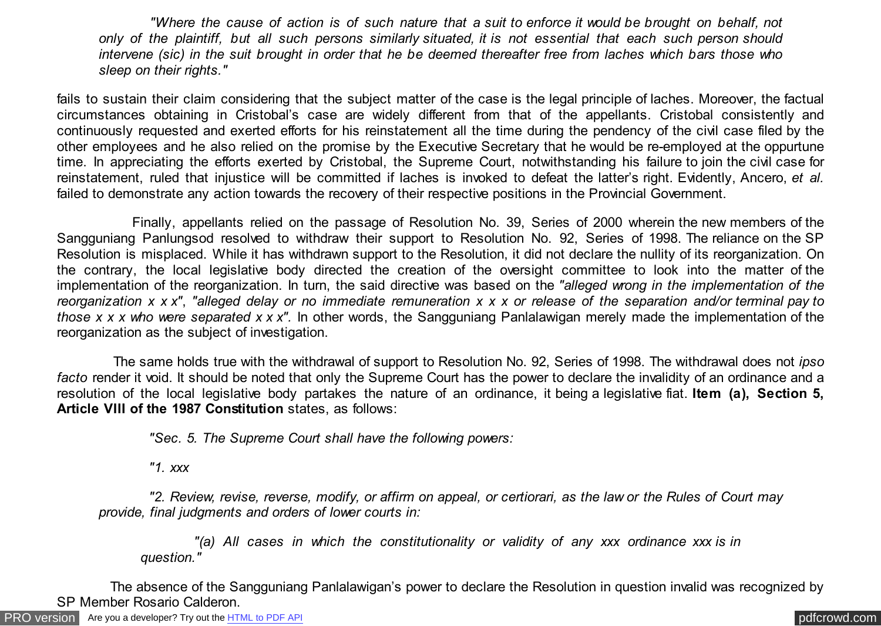> *"Where the cause of action is of such nature that a suit to enforce it would be brought on behalf, not only of the plaintiff, but all such persons similarly situated, it is not essential that each such person should intervene (sic) in the suit brought in order that he be deemed thereafter free from laches which bars those who sleep on their rights."*

fails to sustain their claim considering that the subject matter of the case is the legal principle of laches. Moreover, the factual circumstances obtaining in Cristobal's case are widely different from that of the appellants. Cristobal consistently and continuously requested and exerted efforts for his reinstatement all the time during the pendency of the civil case filed by the other employees and he also relied on the promise by the Executive Secretary that he would be re-employed at the oppurtune time. In appreciating the efforts exerted by Cristobal, the Supreme Court, notwithstanding his failure to join the civil case for reinstatement, ruled that injustice will be committed if laches is invoked to defeat the latter's right. Evidently, Ancero, *et al.* failed to demonstrate any action towards the recovery of their respective positions in the Provincial Government.

Finally, appellants relied on the passage of Resolution No. 39, Series of 2000 wherein the new members of the Sangguniang Panlungsod resolved to withdraw their support to Resolution No. 92, Series of 1998. The reliance on the SP Resolution is misplaced. While it has withdrawn support to the Resolution, it did not declare the nullity of its reorganization. On the contrary, the local legislative body directed the creation of the oversight committee to look into the matter of the implementation of the reorganization. In turn, the said directive was based on the *"alleged wrong in the implementation of the reorganization x x x"*, *"alleged delay or no immediate remuneration x x x or release of the separation and/or terminal pay to those x x x who were separated x x x".* In other words, the Sangguniang Panlalawigan merely made the implementation of the reorganization as the subject of investigation.

The same holds true with the withdrawal of support to Resolution No. 92, Series of 1998. The withdrawal does not *ipso facto* render it void. It should be noted that only the Supreme Court has the power to declare the invalidity of an ordinance and a resolution of the local legislative body partakes the nature of an ordinance, it being a legislative fiat. **Item (a), Section 5, Article VIII of the 1987 Constitution** states, as follows:

> *"Sec. 5. The Supreme Court shall have the following powers:*
>
> *"1. xxx*
>
> *"2. Review, revise, reverse, modify, or affirm on appeal, or certiorari, as the law or the Rules of Court may provide, final judgments and orders of lower courts in:*
>
> > *"(a) All cases in which the constitutionality or validity of any xxx ordinance xxx is in question."*

The absence of the Sangguniang Panlalawigan's power to declare the Resolution in question invalid was recognized by SP Member Rosario Calderon.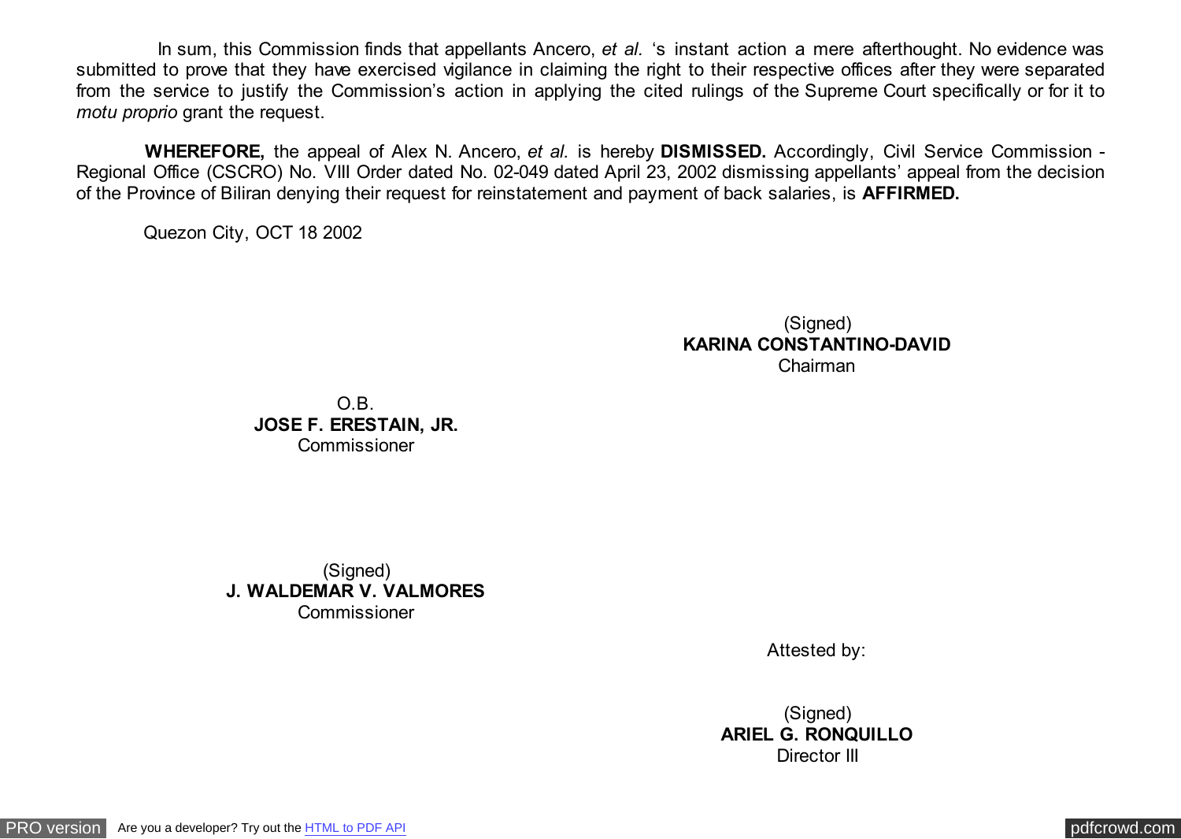In sum, this Commission finds that appellants Ancero, *et al.* 's instant action a mere afterthought. No evidence was submitted to prove that they have exercised vigilance in claiming the right to their respective offices after they were separated from the service to justify the Commission's action in applying the cited rulings of the Supreme Court specifically or for it to *motu proprio* grant the request.

**WHEREFORE,** the appeal of Alex N. Ancero, *et al.* is hereby **DISMISSED.** Accordingly, Civil Service Commission - Regional Office (CSCRO) No. VIII Order dated No. 02-049 dated April 23, 2002 dismissing appellants' appeal from the decision of the Province of Biliran denying their request for reinstatement and payment of back salaries, is **AFFIRMED.**

Quezon City, OCT 18 2002

(Signed)
**KARINA CONSTANTINO-DAVID**
Chairman

O.B.
**JOSE F. ERESTAIN, JR.**
Commissioner

(Signed)
**J. WALDEMAR V. VALMORES**
Commissioner

Attested by:

(Signed)
**ARIEL G. RONQUILLO**
Director III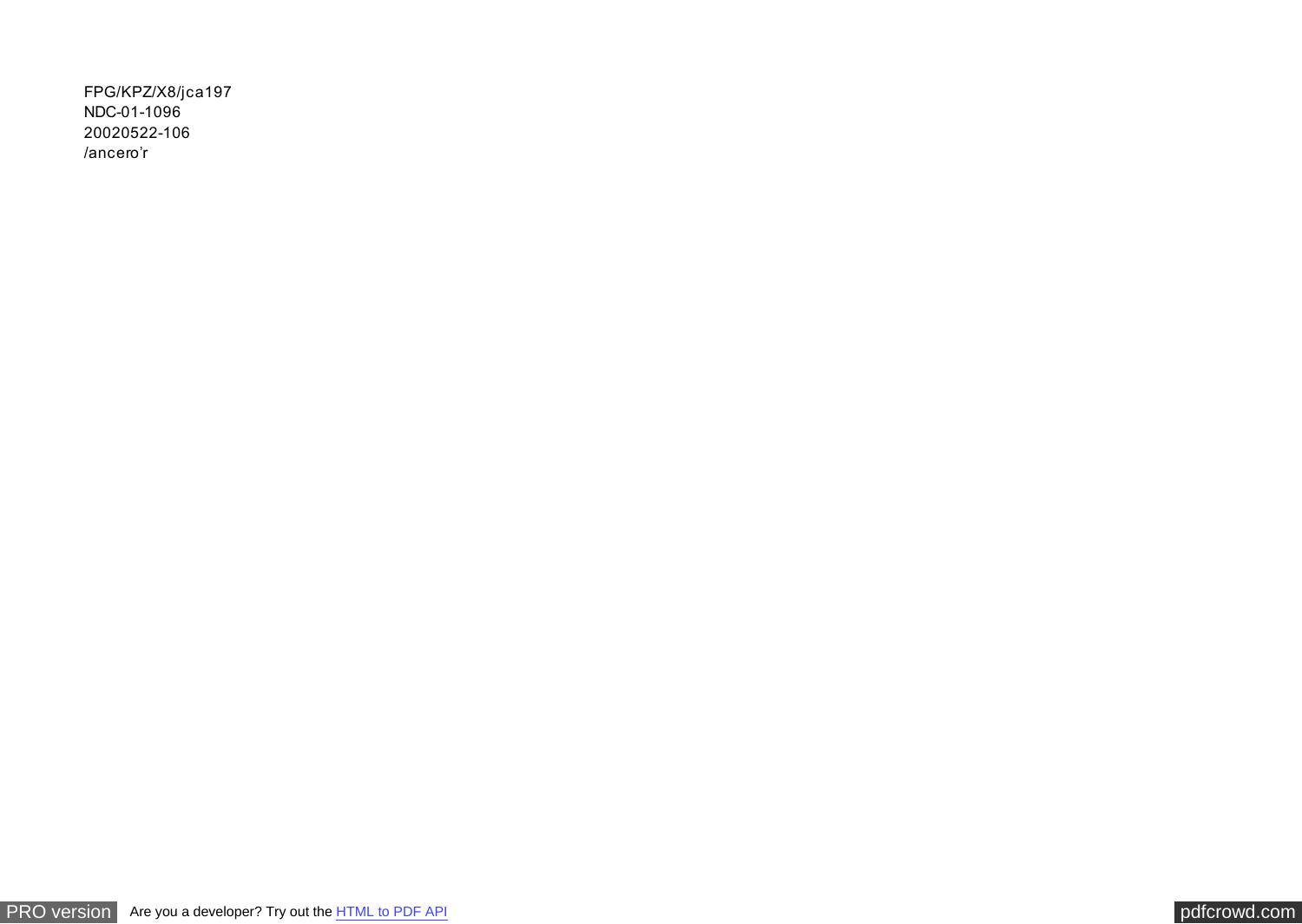FPG/KPZ/X8/jca197
NDC-01-1096
20020522-106
/ancero'r